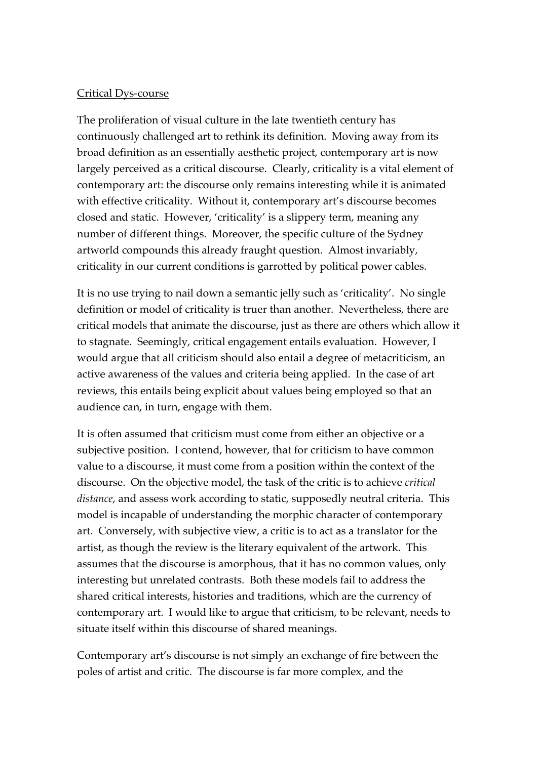Critical Dys-course

The proliferation of visual culture in the late twentieth century has continuously challenged art to rethink its definition. Moving away from its broad definition as an essentially aesthetic project, contemporary art is now largely perceived as a critical discourse. Clearly, criticality is a vital element of contemporary art: the discourse only remains interesting while it is animated with effective criticality. Without it, contemporary art's discourse becomes closed and static. However, 'criticality' is a slippery term, meaning any number of different things. Moreover, the specific culture of the Sydney artworld compounds this already fraught question. Almost invariably, criticality in our current conditions is garrotted by political power cables.

It is no use trying to nail down a semantic jelly such as 'criticality'. No single definition or model of criticality is truer than another. Nevertheless, there are critical models that animate the discourse, just as there are others which allow it to stagnate. Seemingly, critical engagement entails evaluation. However, I would argue that all criticism should also entail a degree of metacriticism, an active awareness of the values and criteria being applied. In the case of art reviews, this entails being explicit about values being employed so that an audience can, in turn, engage with them.

It is often assumed that criticism must come from either an objective or a subjective position. I contend, however, that for criticism to have common value to a discourse, it must come from a position within the context of the discourse. On the objective model, the task of the critic is to achieve *critical distance*, and assess work according to static, supposedly neutral criteria. This model is incapable of understanding the morphic character of contemporary art. Conversely, with subjective view, a critic is to act as a translator for the artist, as though the review is the literary equivalent of the artwork. This assumes that the discourse is amorphous, that it has no common values, only interesting but unrelated contrasts. Both these models fail to address the shared critical interests, histories and traditions, which are the currency of contemporary art. I would like to argue that criticism, to be relevant, needs to situate itself within this discourse of shared meanings.

Contemporary art's discourse is not simply an exchange of fire between the poles of artist and critic. The discourse is far more complex, and the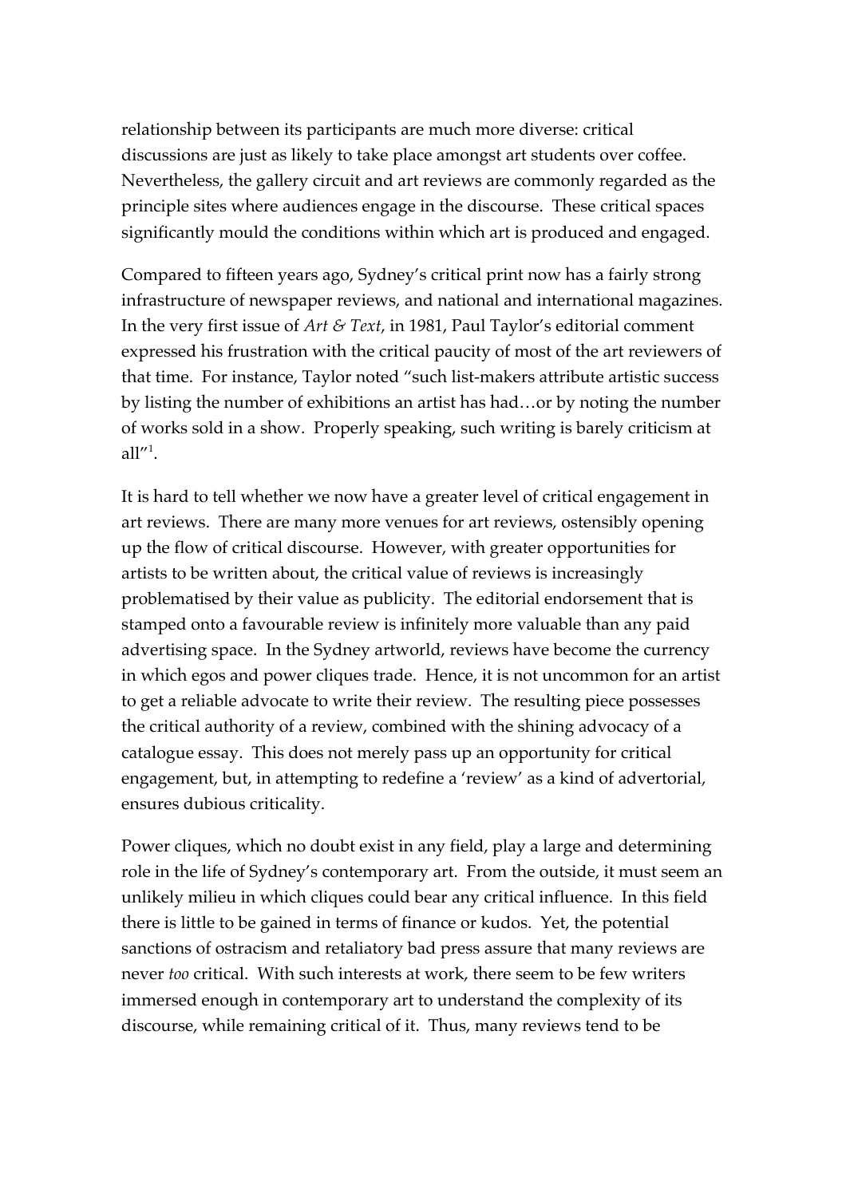relationship between its participants are much more diverse: critical discussions are just as likely to take place amongst art students over coffee. Nevertheless, the gallery circuit and art reviews are commonly regarded as the principle sites where audiences engage in the discourse. These critical spaces significantly mould the conditions within which art is produced and engaged.

Compared to fifteen years ago, Sydney's critical print now has a fairly strong infrastructure of newspaper reviews, and national and international magazines. In the very first issue of *Art & Text*, in 1981, Paul Taylor's editorial comment expressed his frustration with the critical paucity of most of the art reviewers of that time. For instance, Taylor noted "such list-makers attribute artistic success by listing the number of exhibitions an artist has had…or by noting the number of works sold in a show. Properly speaking, such writing is barely criticism at all"[1].

It is hard to tell whether we now have a greater level of critical engagement in art reviews. There are many more venues for art reviews, ostensibly opening up the flow of critical discourse. However, with greater opportunities for artists to be written about, the critical value of reviews is increasingly problematised by their value as publicity. The editorial endorsement that is stamped onto a favourable review is infinitely more valuable than any paid advertising space. In the Sydney artworld, reviews have become the currency in which egos and power cliques trade. Hence, it is not uncommon for an artist to get a reliable advocate to write their review. The resulting piece possesses the critical authority of a review, combined with the shining advocacy of a catalogue essay. This does not merely pass up an opportunity for critical engagement, but, in attempting to redefine a 'review' as a kind of advertorial, ensures dubious criticality.

Power cliques, which no doubt exist in any field, play a large and determining role in the life of Sydney's contemporary art. From the outside, it must seem an unlikely milieu in which cliques could bear any critical influence. In this field there is little to be gained in terms of finance or kudos. Yet, the potential sanctions of ostracism and retaliatory bad press assure that many reviews are never *too* critical. With such interests at work, there seem to be few writers immersed enough in contemporary art to understand the complexity of its discourse, while remaining critical of it. Thus, many reviews tend to be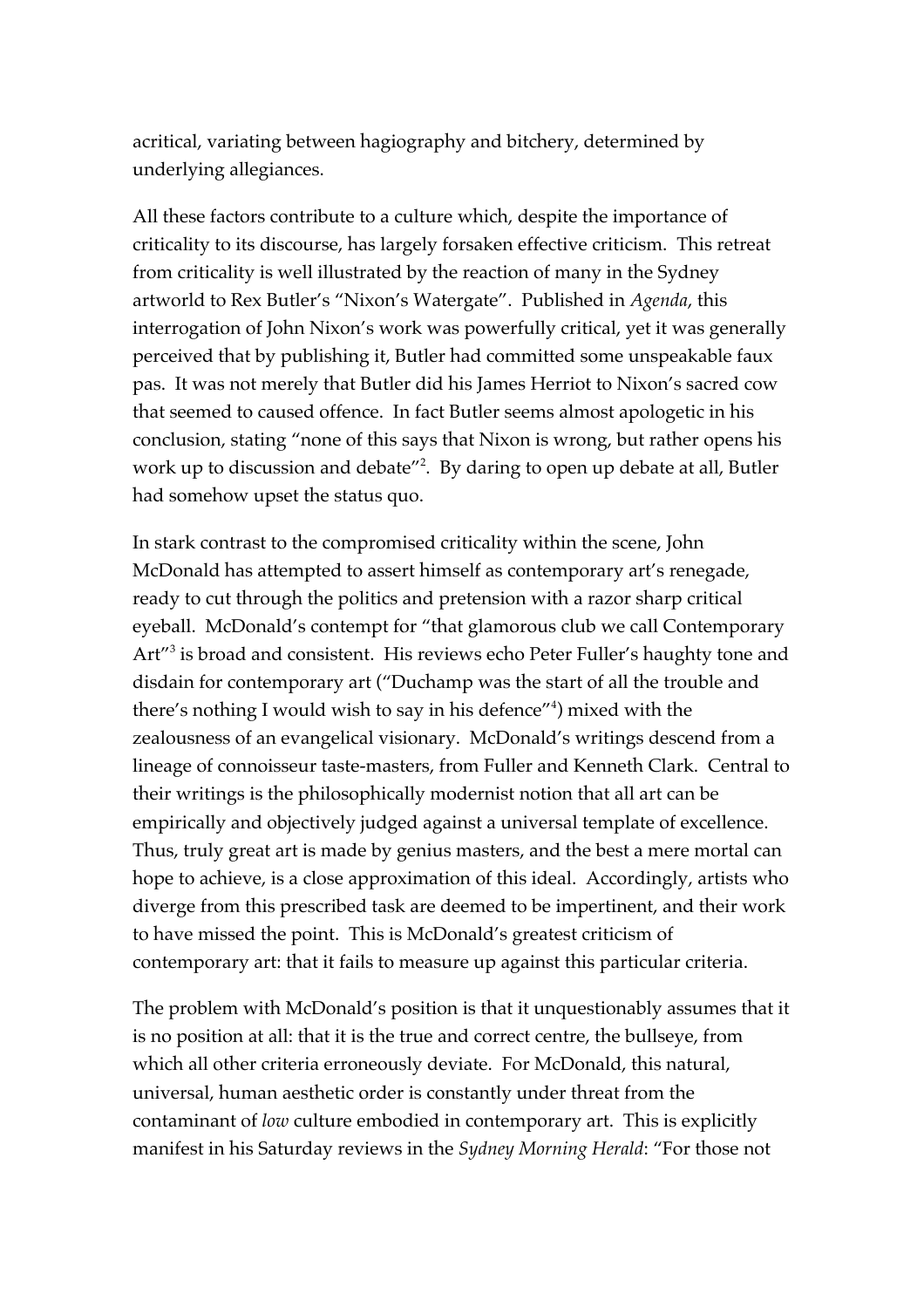acritical, variating between hagiography and bitchery, determined by underlying allegiances.

All these factors contribute to a culture which, despite the importance of criticality to its discourse, has largely forsaken effective criticism. This retreat from criticality is well illustrated by the reaction of many in the Sydney artworld to Rex Butler's "Nixon's Watergate". Published in *Agenda*, this interrogation of John Nixon's work was powerfully critical, yet it was generally perceived that by publishing it, Butler had committed some unspeakable faux pas. It was not merely that Butler did his James Herriot to Nixon's sacred cow that seemed to caused offence. In fact Butler seems almost apologetic in his conclusion, stating "none of this says that Nixon is wrong, but rather opens his work up to discussion and debate"[2]. By daring to open up debate at all, Butler had somehow upset the status quo.

In stark contrast to the compromised criticality within the scene, John McDonald has attempted to assert himself as contemporary art's renegade, ready to cut through the politics and pretension with a razor sharp critical eyeball. McDonald's contempt for "that glamorous club we call Contemporary Art"[3] is broad and consistent. His reviews echo Peter Fuller's haughty tone and disdain for contemporary art ("Duchamp was the start of all the trouble and there's nothing I would wish to say in his defence"[4]) mixed with the zealousness of an evangelical visionary. McDonald's writings descend from a lineage of connoisseur taste-masters, from Fuller and Kenneth Clark. Central to their writings is the philosophically modernist notion that all art can be empirically and objectively judged against a universal template of excellence. Thus, truly great art is made by genius masters, and the best a mere mortal can hope to achieve, is a close approximation of this ideal. Accordingly, artists who diverge from this prescribed task are deemed to be impertinent, and their work to have missed the point. This is McDonald's greatest criticism of contemporary art: that it fails to measure up against this particular criteria.

The problem with McDonald's position is that it unquestionably assumes that it is no position at all: that it is the true and correct centre, the bullseye, from which all other criteria erroneously deviate. For McDonald, this natural, universal, human aesthetic order is constantly under threat from the contaminant of *low* culture embodied in contemporary art. This is explicitly manifest in his Saturday reviews in the *Sydney Morning Herald*: "For those not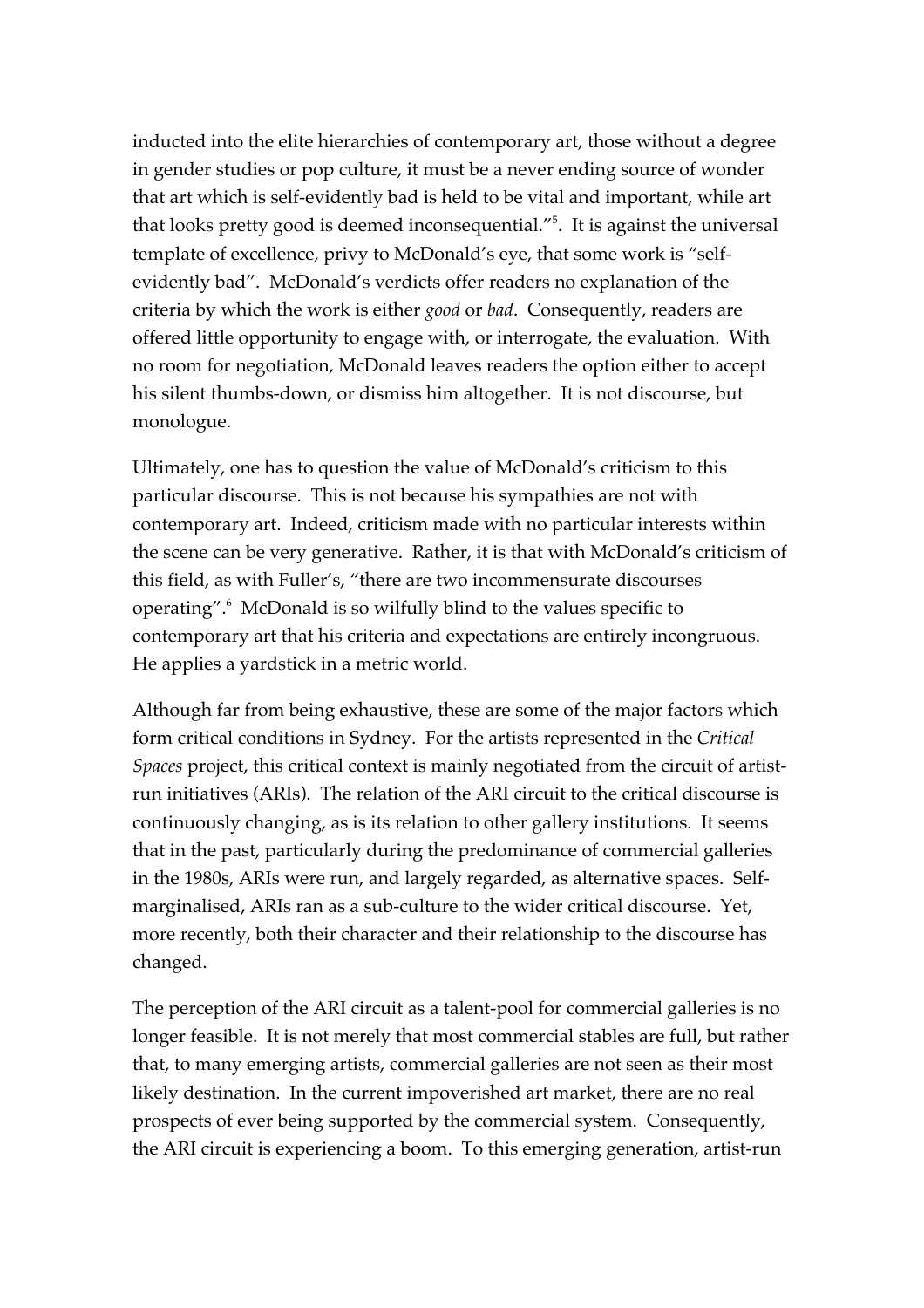inducted into the elite hierarchies of contemporary art, those without a degree in gender studies or pop culture, it must be a never ending source of wonder that art which is self-evidently bad is held to be vital and important, while art that looks pretty good is deemed inconsequential."[5]. It is against the universal template of excellence, privy to McDonald's eye, that some work is "self-evidently bad". McDonald's verdicts offer readers no explanation of the criteria by which the work is either *good* or *bad*. Consequently, readers are offered little opportunity to engage with, or interrogate, the evaluation. With no room for negotiation, McDonald leaves readers the option either to accept his silent thumbs-down, or dismiss him altogether. It is not discourse, but monologue.

Ultimately, one has to question the value of McDonald's criticism to this particular discourse. This is not because his sympathies are not with contemporary art. Indeed, criticism made with no particular interests within the scene can be very generative. Rather, it is that with McDonald's criticism of this field, as with Fuller's, "there are two incommensurate discourses operating".[6] McDonald is so wilfully blind to the values specific to contemporary art that his criteria and expectations are entirely incongruous. He applies a yardstick in a metric world.

Although far from being exhaustive, these are some of the major factors which form critical conditions in Sydney. For the artists represented in the *Critical Spaces* project, this critical context is mainly negotiated from the circuit of artist-run initiatives (ARIs). The relation of the ARI circuit to the critical discourse is continuously changing, as is its relation to other gallery institutions. It seems that in the past, particularly during the predominance of commercial galleries in the 1980s, ARIs were run, and largely regarded, as alternative spaces. Self-marginalised, ARIs ran as a sub-culture to the wider critical discourse. Yet, more recently, both their character and their relationship to the discourse has changed.

The perception of the ARI circuit as a talent-pool for commercial galleries is no longer feasible. It is not merely that most commercial stables are full, but rather that, to many emerging artists, commercial galleries are not seen as their most likely destination. In the current impoverished art market, there are no real prospects of ever being supported by the commercial system. Consequently, the ARI circuit is experiencing a boom. To this emerging generation, artist-run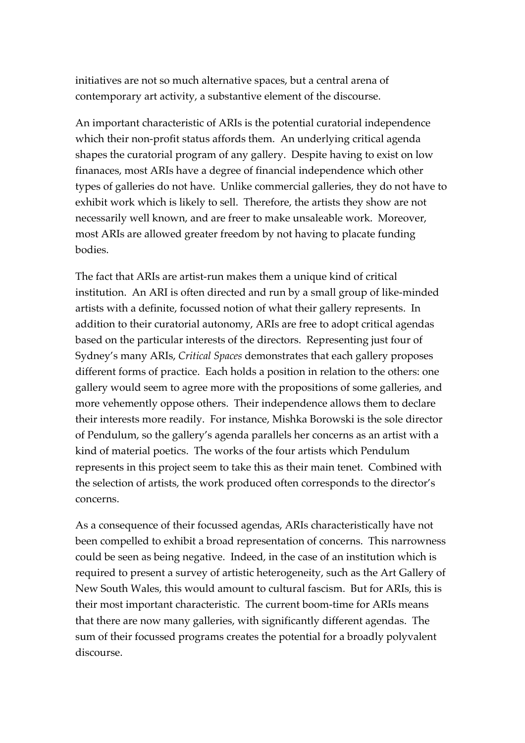initiatives are not so much alternative spaces, but a central arena of contemporary art activity, a substantive element of the discourse.

An important characteristic of ARIs is the potential curatorial independence which their non-profit status affords them. An underlying critical agenda shapes the curatorial program of any gallery. Despite having to exist on low finanaces, most ARIs have a degree of financial independence which other types of galleries do not have. Unlike commercial galleries, they do not have to exhibit work which is likely to sell. Therefore, the artists they show are not necessarily well known, and are freer to make unsaleable work. Moreover, most ARIs are allowed greater freedom by not having to placate funding bodies.

The fact that ARIs are artist-run makes them a unique kind of critical institution. An ARI is often directed and run by a small group of like-minded artists with a definite, focussed notion of what their gallery represents. In addition to their curatorial autonomy, ARIs are free to adopt critical agendas based on the particular interests of the directors. Representing just four of Sydney's many ARIs, *Critical Spaces* demonstrates that each gallery proposes different forms of practice. Each holds a position in relation to the others: one gallery would seem to agree more with the propositions of some galleries, and more vehemently oppose others. Their independence allows them to declare their interests more readily. For instance, Mishka Borowski is the sole director of Pendulum, so the gallery's agenda parallels her concerns as an artist with a kind of material poetics. The works of the four artists which Pendulum represents in this project seem to take this as their main tenet. Combined with the selection of artists, the work produced often corresponds to the director's concerns.

As a consequence of their focussed agendas, ARIs characteristically have not been compelled to exhibit a broad representation of concerns. This narrowness could be seen as being negative. Indeed, in the case of an institution which is required to present a survey of artistic heterogeneity, such as the Art Gallery of New South Wales, this would amount to cultural fascism. But for ARIs, this is their most important characteristic. The current boom-time for ARIs means that there are now many galleries, with significantly different agendas. The sum of their focussed programs creates the potential for a broadly polyvalent discourse.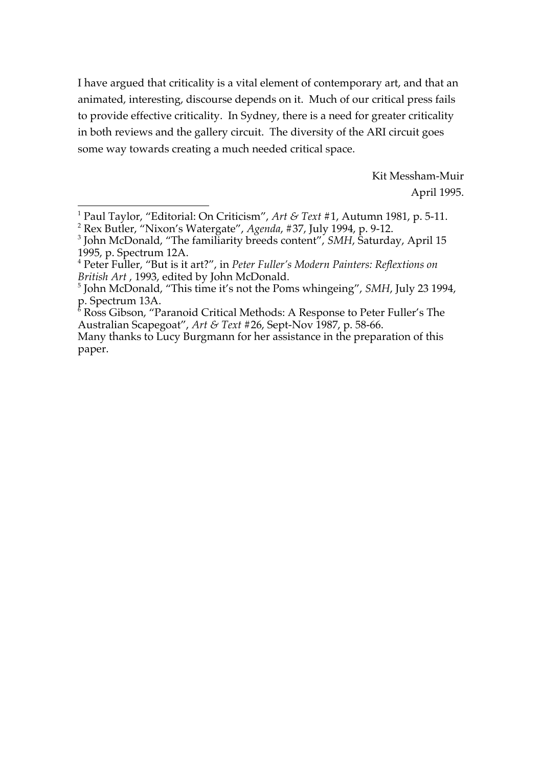I have argued that criticality is a vital element of contemporary art, and that an animated, interesting, discourse depends on it. Much of our critical press fails to provide effective criticality. In Sydney, there is a need for greater criticality in both reviews and the gallery circuit. The diversity of the ARI circuit goes some way towards creating a much needed critical space.

Kit Messham-Muir
April 1995.

---

[1] Paul Taylor, "Editorial: On Criticism", *Art & Text* #1, Autumn 1981, p. 5-11.
[2] Rex Butler, "Nixon's Watergate", *Agenda*, #37, July 1994, p. 9-12.
[3] John McDonald, "The familiarity breeds content", *SMH*, Saturday, April 15 1995, p. Spectrum 12A.
[4] Peter Fuller, "But is it art?", in *Peter Fuller's Modern Painters: Reflextions on British Art* , 1993, edited by John McDonald.
[5] John McDonald, "This time it's not the Poms whingeing", *SMH*, July 23 1994, p. Spectrum 13A.
[6] Ross Gibson, "Paranoid Critical Methods: A Response to Peter Fuller's The Australian Scapegoat", *Art & Text* #26, Sept-Nov 1987, p. 58-66.
Many thanks to Lucy Burgmann for her assistance in the preparation of this paper.